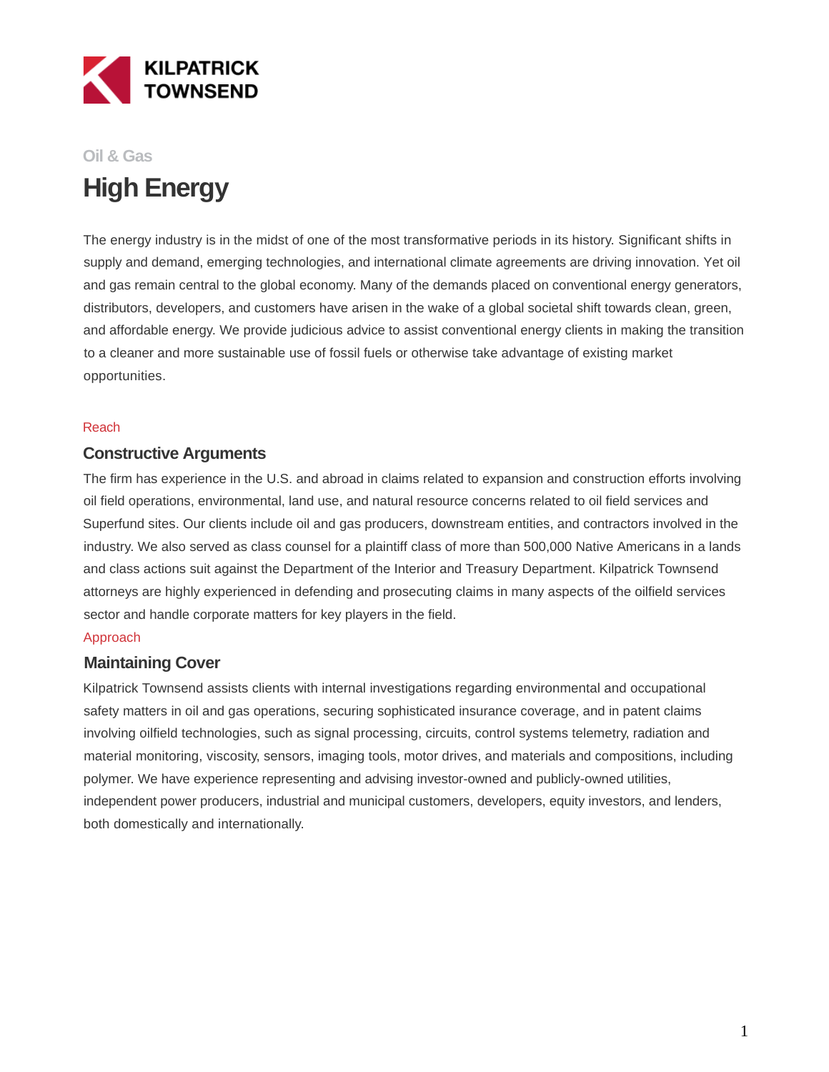KILPATRICK TOWNSEND

Oil & Gas

# High Energy

The energy industry is in the midst of one of the most transformative periods in its history. Significant shifts in supply and demand, emerging technologies, and international climate agreements are driving innovation. Yet oil and gas remain central to the global economy. Many of the demands placed on conventional energy generators, distributors, developers, and customers have arisen in the wake of a global societal shift towards clean, green, and affordable energy. We provide judicious advice to assist conventional energy clients in making the transition to a cleaner and more sustainable use of fossil fuels or otherwise take advantage of existing market opportunities.

Reach

## Constructive Arguments

The firm has experience in the U.S. and abroad in claims related to expansion and construction efforts involving oil field operations, environmental, land use, and natural resource concerns related to oil field services and Superfund sites. Our clients include oil and gas producers, downstream entities, and contractors involved in the industry. We also served as class counsel for a plaintiff class of more than 500,000 Native Americans in a lands and class actions suit against the Department of the Interior and Treasury Department. Kilpatrick Townsend attorneys are highly experienced in defending and prosecuting claims in many aspects of the oilfield services sector and handle corporate matters for key players in the field.

Approach

## Maintaining Cover

Kilpatrick Townsend assists clients with internal investigations regarding environmental and occupational safety matters in oil and gas operations, securing sophisticated insurance coverage, and in patent claims involving oilfield technologies, such as signal processing, circuits, control systems telemetry, radiation and material monitoring, viscosity, sensors, imaging tools, motor drives, and materials and compositions, including polymer. We have experience representing and advising investor-owned and publicly-owned utilities, independent power producers, industrial and municipal customers, developers, equity investors, and lenders, both domestically and internationally.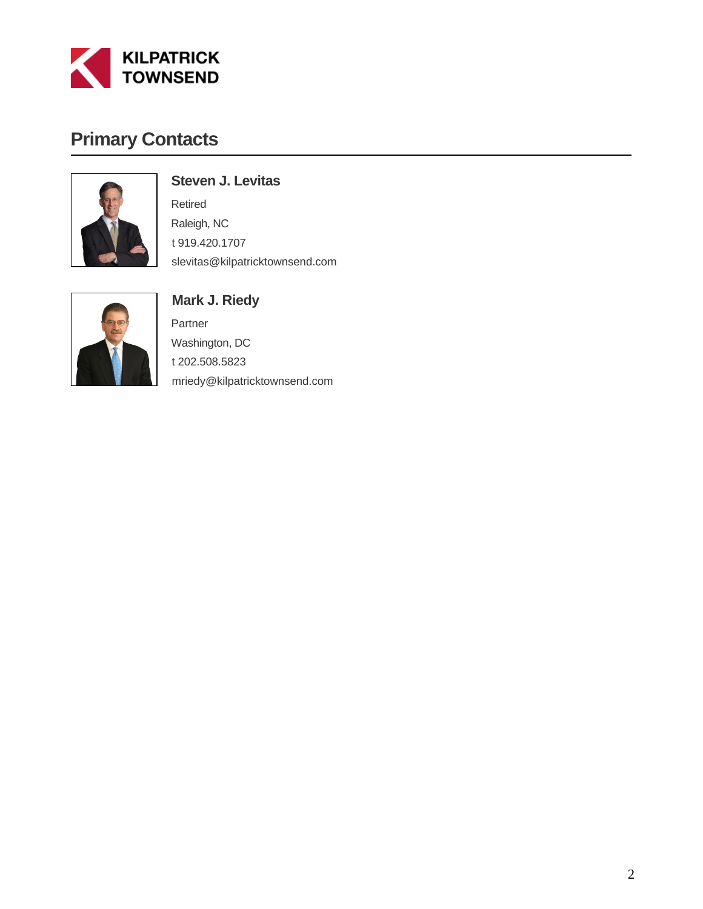## Primary Contacts

### Steven J. Levitas

Retired

Raleigh, NC

t 919.420.1707

slevitas@kilpatricktownsend.com

### Mark J. Riedy

Partner

Washington, DC

t 202.508.5823

mriedy@kilpatricktownsend.com